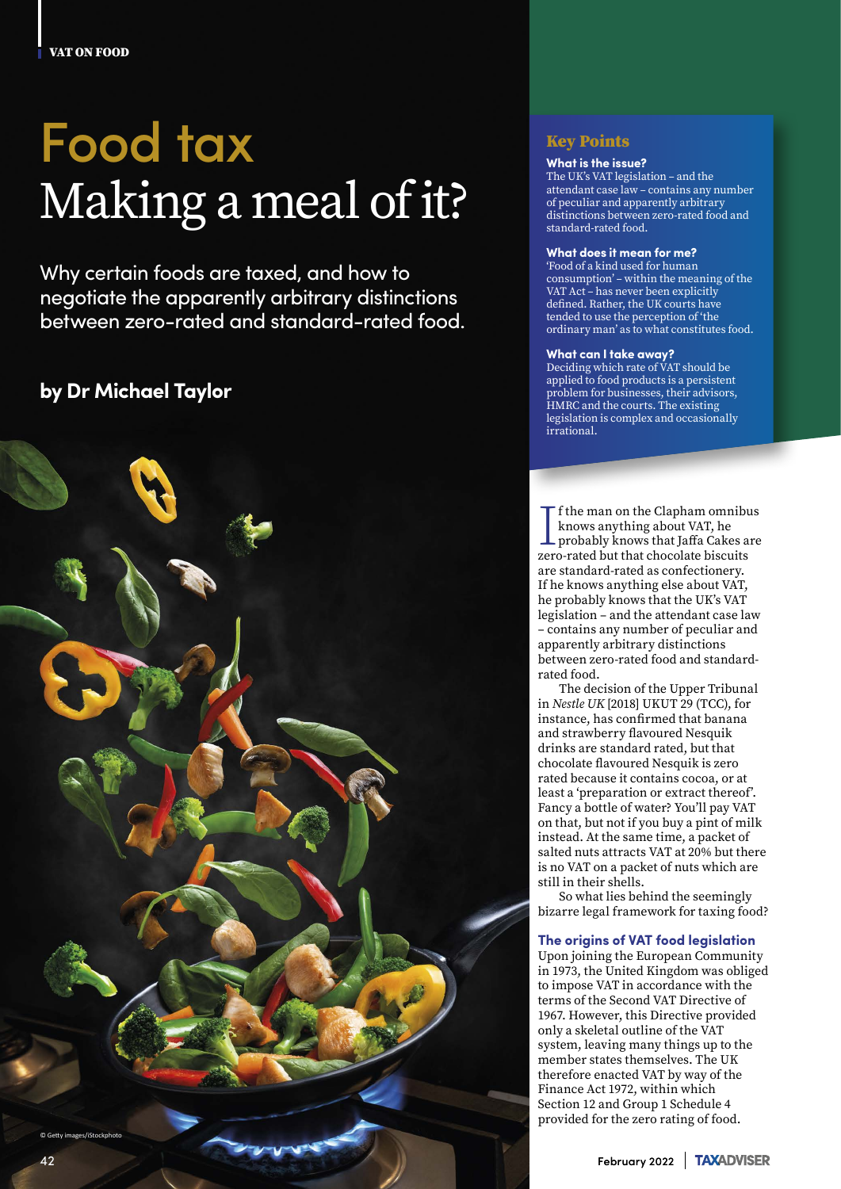VAT ON FOOD

# Food tax
# Making a meal of it?

Why certain foods are taxed, and how to negotiate the apparently arbitrary distinctions between zero-rated and standard-rated food.

**by Dr Michael Taylor**

© Getty images/iStockphoto

## Key Points

**What is the issue?**
The UK's VAT legislation – and the attendant case law – contains any number of peculiar and apparently arbitrary distinctions between zero-rated food and standard-rated food.

**What does it mean for me?**
'Food of a kind used for human consumption' – within the meaning of the VAT Act – has never been explicitly defined. Rather, the UK courts have tended to use the perception of 'the ordinary man' as to what constitutes food.

**What can I take away?**
Deciding which rate of VAT should be applied to food products is a persistent problem for businesses, their advisors, HMRC and the courts. The existing legislation is complex and occasionally irrational.

If the man on the Clapham omnibus knows anything about VAT, he probably knows that Jaffa Cakes are zero-rated but that chocolate biscuits are standard-rated as confectionery. If he knows anything else about VAT, he probably knows that the UK's VAT legislation – and the attendant case law – contains any number of peculiar and apparently arbitrary distinctions between zero-rated food and standard-rated food.

The decision of the Upper Tribunal in *Nestle UK* [2018] UKUT 29 (TCC), for instance, has confirmed that banana and strawberry flavoured Nesquik drinks are standard rated, but that chocolate flavoured Nesquik is zero rated because it contains cocoa, or at least a 'preparation or extract thereof'. Fancy a bottle of water? You'll pay VAT on that, but not if you buy a pint of milk instead. At the same time, a packet of salted nuts attracts VAT at 20% but there is no VAT on a packet of nuts which are still in their shells.

So what lies behind the seemingly bizarre legal framework for taxing food?

### The origins of VAT food legislation

Upon joining the European Community in 1973, the United Kingdom was obliged to impose VAT in accordance with the terms of the Second VAT Directive of 1967. However, this Directive provided only a skeletal outline of the VAT system, leaving many things up to the member states themselves. The UK therefore enacted VAT by way of the Finance Act 1972, within which Section 12 and Group 1 Schedule 4 provided for the zero rating of food.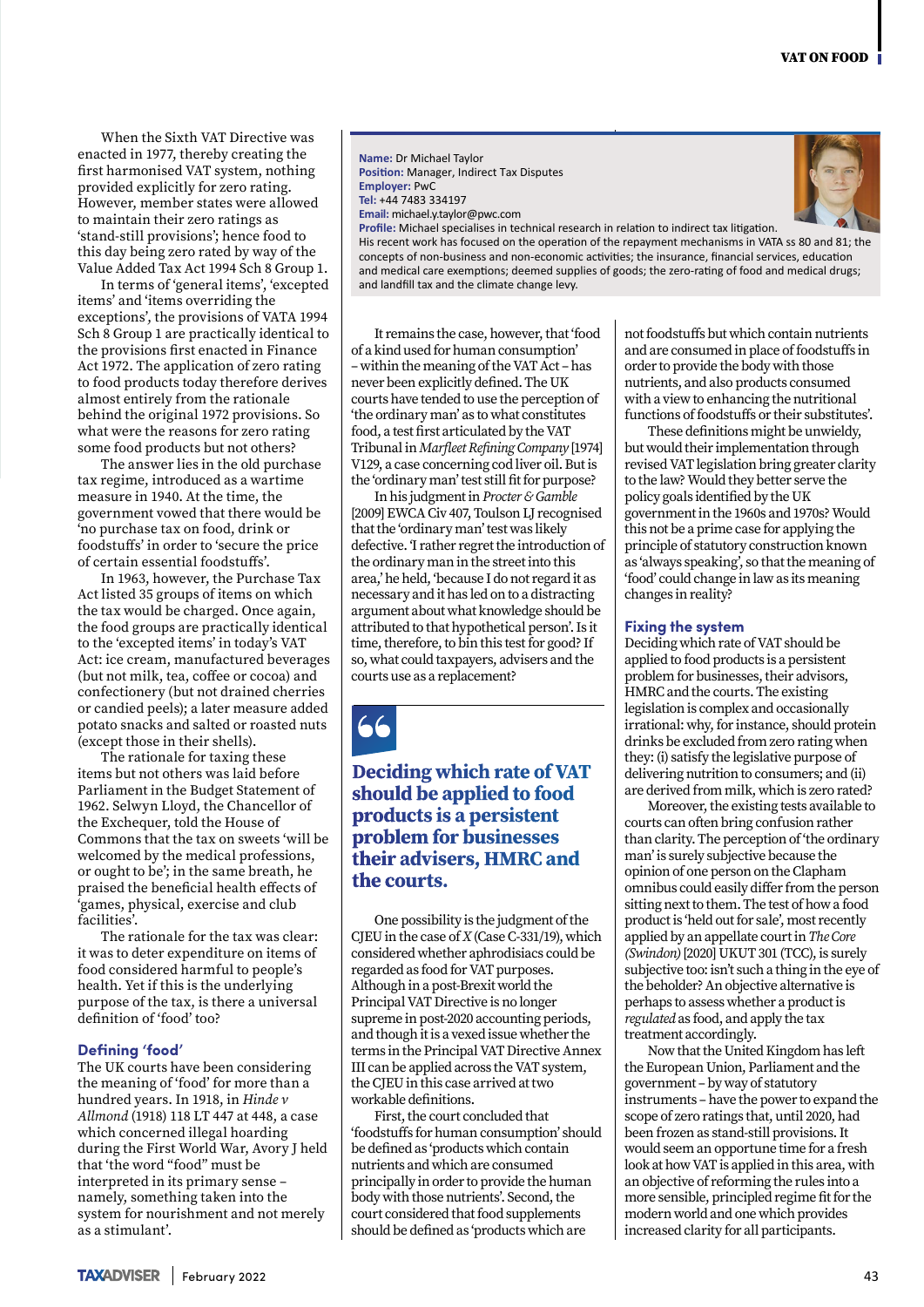When the Sixth VAT Directive was enacted in 1977, thereby creating the first harmonised VAT system, nothing provided explicitly for zero rating. However, member states were allowed to maintain their zero ratings as 'stand-still provisions'; hence food to this day being zero rated by way of the Value Added Tax Act 1994 Sch 8 Group 1.

In terms of 'general items', 'excepted items' and 'items overriding the exceptions', the provisions of VATA 1994 Sch 8 Group 1 are practically identical to the provisions first enacted in Finance Act 1972. The application of zero rating to food products today therefore derives almost entirely from the rationale behind the original 1972 provisions. So what were the reasons for zero rating some food products but not others?

The answer lies in the old purchase tax regime, introduced as a wartime measure in 1940. At the time, the government vowed that there would be 'no purchase tax on food, drink or foodstuffs' in order to 'secure the price of certain essential foodstuffs'.

In 1963, however, the Purchase Tax Act listed 35 groups of items on which the tax would be charged. Once again, the food groups are practically identical to the 'excepted items' in today's VAT Act: ice cream, manufactured beverages (but not milk, tea, coffee or cocoa) and confectionery (but not drained cherries or candied peels); a later measure added potato snacks and salted or roasted nuts (except those in their shells).

The rationale for taxing these items but not others was laid before Parliament in the Budget Statement of 1962. Selwyn Lloyd, the Chancellor of the Exchequer, told the House of Commons that the tax on sweets 'will be welcomed by the medical professions, or ought to be'; in the same breath, he praised the beneficial health effects of 'games, physical, exercise and club facilities'.

The rationale for the tax was clear: it was to deter expenditure on items of food considered harmful to people's health. Yet if this is the underlying purpose of the tax, is there a universal definition of 'food' too?

## Defining 'food'

The UK courts have been considering the meaning of 'food' for more than a hundred years. In 1918, in *Hinde v Allmond* (1918) 118 LT 447 at 448, a case which concerned illegal hoarding during the First World War, Avory J held that 'the word "food" must be interpreted in its primary sense – namely, something taken into the system for nourishment and not merely as a stimulant'.

**Name:** Dr Michael Taylor
**Position:** Manager, Indirect Tax Disputes
**Employer:** PwC
**Tel:** +44 7483 334197
**Email:** michael.y.taylor@pwc.com
**Profile:** Michael specialises in technical research in relation to indirect tax litigation. His recent work has focused on the operation of the repayment mechanisms in VATA ss 80 and 81; the concepts of non-business and non-economic activities; the insurance, financial services, education and medical care exemptions; deemed supplies of goods; the zero-rating of food and medical drugs; and landfill tax and the climate change levy.

It remains the case, however, that 'food of a kind used for human consumption' – within the meaning of the VAT Act – has never been explicitly defined. The UK courts have tended to use the perception of 'the ordinary man' as to what constitutes food, a test first articulated by the VAT Tribunal in *Marfleet Refining Company* [1974] V129, a case concerning cod liver oil. But is the 'ordinary man' test still fit for purpose?

In his judgment in *Procter & Gamble* [2009] EWCA Civ 407, Toulson LJ recognised that the 'ordinary man' test was likely defective. 'I rather regret the introduction of the ordinary man in the street into this area,' he held, 'because I do not regard it as necessary and it has led on to a distracting argument about what knowledge should be attributed to that hypothetical person'. Is it time, therefore, to bin this test for good? If so, what could taxpayers, advisers and the courts use as a replacement?

> **Deciding which rate of VAT should be applied to food products is a persistent problem for businesses, their advisers, HMRC and the courts.**

One possibility is the judgment of the CJEU in the case of *X* (Case C-331/19), which considered whether aphrodisiacs could be regarded as food for VAT purposes. Although in a post-Brexit world the Principal VAT Directive is no longer supreme in post-2020 accounting periods, and though it is a vexed issue whether the terms in the Principal VAT Directive Annex III can be applied across the VAT system, the CJEU in this case arrived at two workable definitions.

First, the court concluded that 'foodstuffs for human consumption' should be defined as 'products which contain nutrients and which are consumed principally in order to provide the human body with those nutrients'. Second, the court considered that food supplements should be defined as 'products which are not foodstuffs but which contain nutrients and are consumed in place of foodstuffs in order to provide the body with those nutrients, and also products consumed with a view to enhancing the nutritional functions of foodstuffs or their substitutes'.

These definitions might be unwieldy, but would their implementation through revised VAT legislation bring greater clarity to the law? Would they better serve the policy goals identified by the UK government in the 1960s and 1970s? Would this not be a prime case for applying the principle of statutory construction known as 'always speaking', so that the meaning of 'food' could change in law as its meaning changes in reality?

## Fixing the system

Deciding which rate of VAT should be applied to food products is a persistent problem for businesses, their advisors, HMRC and the courts. The existing legislation is complex and occasionally irrational: why, for instance, should protein drinks be excluded from zero rating when they: (i) satisfy the legislative purpose of delivering nutrition to consumers; and (ii) are derived from milk, which is zero rated?

Moreover, the existing tests available to courts can often bring confusion rather than clarity. The perception of 'the ordinary man' is surely subjective because the opinion of one person on the Clapham omnibus could easily differ from the person sitting next to them. The test of how a food product is 'held out for sale', most recently applied by an appellate court in *The Core (Swindon)* [2020] UKUT 301 (TCC), is surely subjective too: isn't such a thing in the eye of the beholder? An objective alternative is perhaps to assess whether a product is *regulated* as food, and apply the tax treatment accordingly.

Now that the United Kingdom has left the European Union, Parliament and the government – by way of statutory instruments – have the power to expand the scope of zero ratings that, until 2020, had been frozen as stand-still provisions. It would seem an opportune time for a fresh look at how VAT is applied in this area, with an objective of reforming the rules into a more sensible, principled regime fit for the modern world and one which provides increased clarity for all participants.